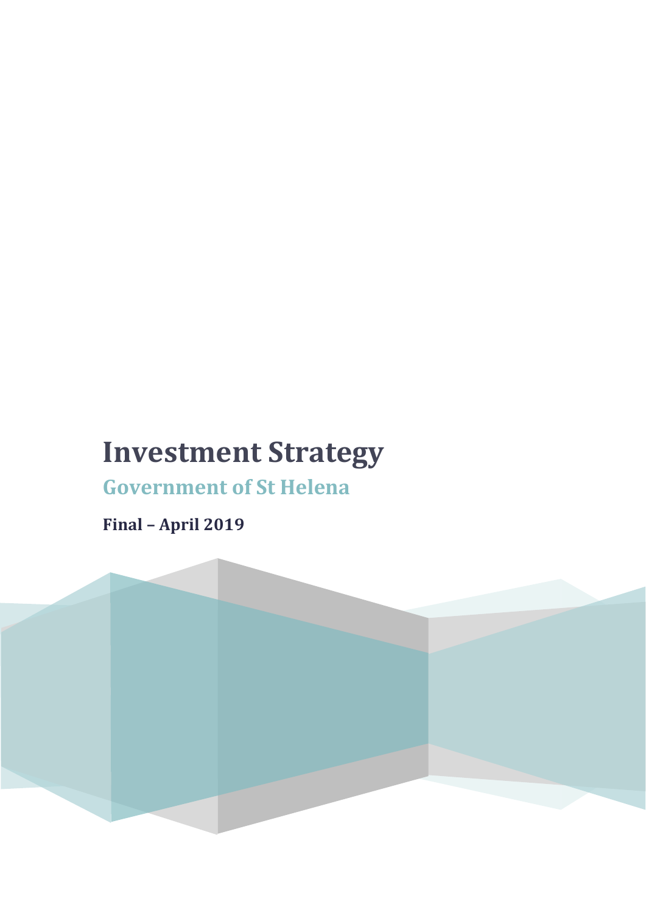# Investment Strategy

## Government of St Helena

**Final – April 2019**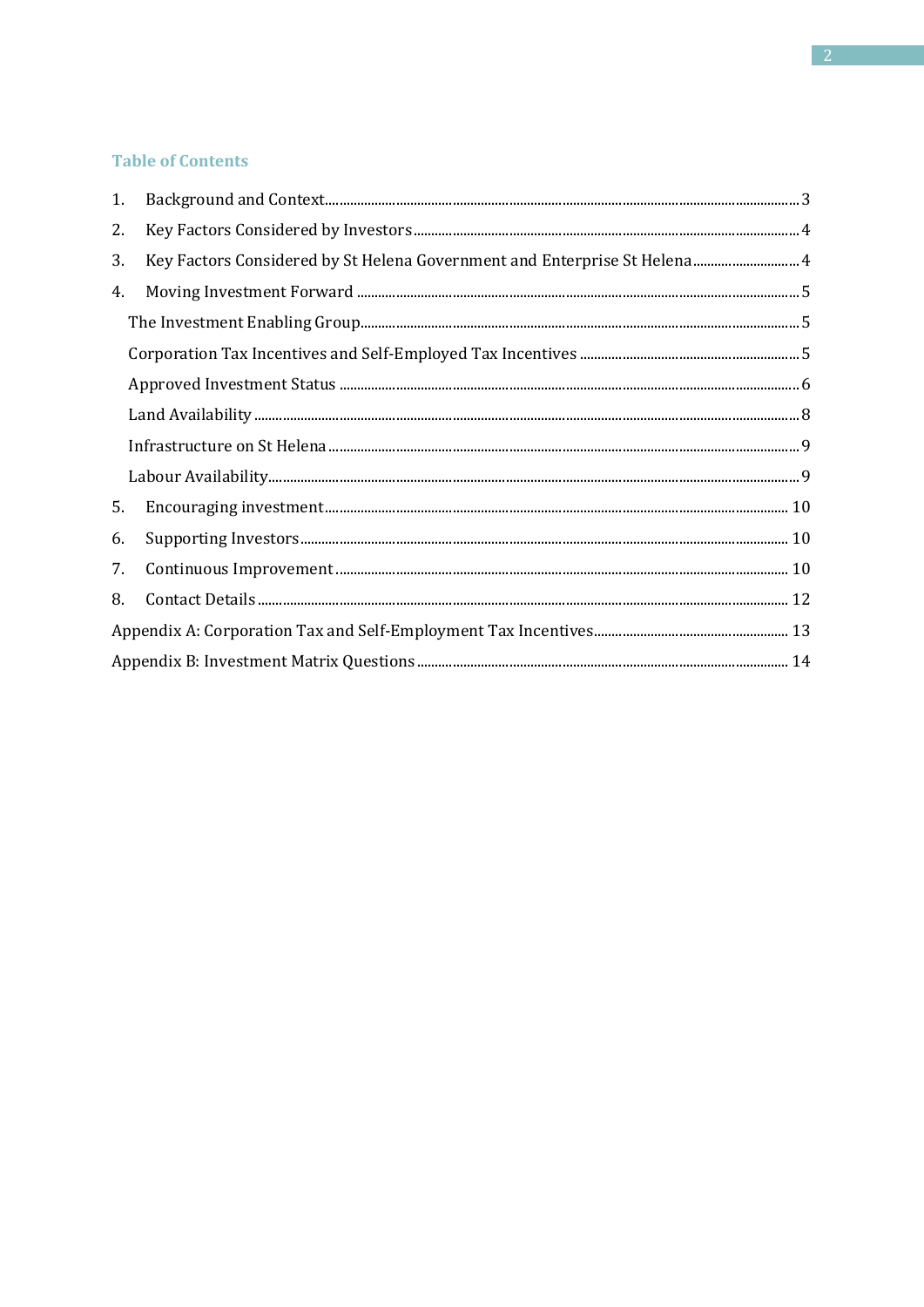## Table of Contents

1. Background and Context .......... 3
2. Key Factors Considered by Investors .......... 4
3. Key Factors Considered by St Helena Government and Enterprise St Helena .......... 4
4. Moving Investment Forward .......... 5
   - The Investment Enabling Group .......... 5
   - Corporation Tax Incentives and Self-Employed Tax Incentives .......... 5
   - Approved Investment Status .......... 6
   - Land Availability .......... 8
   - Infrastructure on St Helena .......... 9
   - Labour Availability .......... 9
5. Encouraging investment .......... 10
6. Supporting Investors .......... 10
7. Continuous Improvement .......... 10
8. Contact Details .......... 12

Appendix A: Corporation Tax and Self-Employment Tax Incentives .......... 13

Appendix B: Investment Matrix Questions .......... 14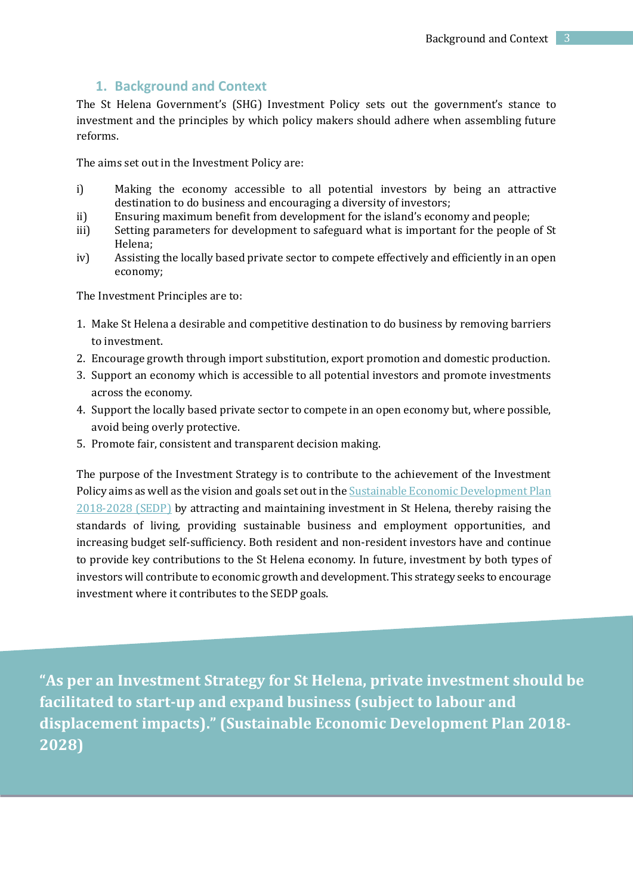## 1. Background and Context

The St Helena Government's (SHG) Investment Policy sets out the government's stance to investment and the principles by which policy makers should adhere when assembling future reforms.

The aims set out in the Investment Policy are:

i) Making the economy accessible to all potential investors by being an attractive destination to do business and encouraging a diversity of investors;
ii) Ensuring maximum benefit from development for the island's economy and people;
iii) Setting parameters for development to safeguard what is important for the people of St Helena;
iv) Assisting the locally based private sector to compete effectively and efficiently in an open economy;

The Investment Principles are to:

1. Make St Helena a desirable and competitive destination to do business by removing barriers to investment.
2. Encourage growth through import substitution, export promotion and domestic production.
3. Support an economy which is accessible to all potential investors and promote investments across the economy.
4. Support the locally based private sector to compete in an open economy but, where possible, avoid being overly protective.
5. Promote fair, consistent and transparent decision making.

The purpose of the Investment Strategy is to contribute to the achievement of the Investment Policy aims as well as the vision and goals set out in the Sustainable Economic Development Plan 2018-2028 (SEDP) by attracting and maintaining investment in St Helena, thereby raising the standards of living, providing sustainable business and employment opportunities, and increasing budget self-sufficiency. Both resident and non-resident investors have and continue to provide key contributions to the St Helena economy. In future, investment by both types of investors will contribute to economic growth and development. This strategy seeks to encourage investment where it contributes to the SEDP goals.

**"As per an Investment Strategy for St Helena, private investment should be facilitated to start-up and expand business (subject to labour and displacement impacts)." (Sustainable Economic Development Plan 2018-2028)**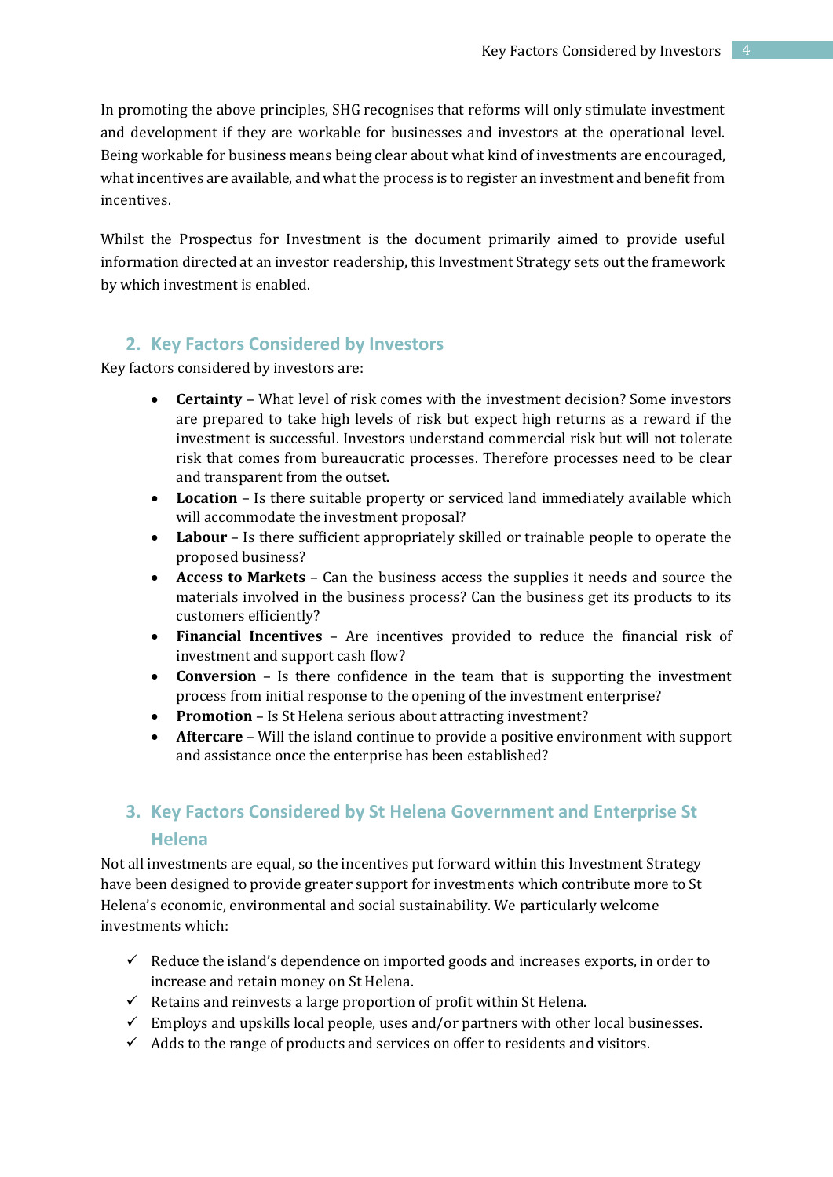In promoting the above principles, SHG recognises that reforms will only stimulate investment and development if they are workable for businesses and investors at the operational level. Being workable for business means being clear about what kind of investments are encouraged, what incentives are available, and what the process is to register an investment and benefit from incentives.

Whilst the Prospectus for Investment is the document primarily aimed to provide useful information directed at an investor readership, this Investment Strategy sets out the framework by which investment is enabled.

## 2. Key Factors Considered by Investors

Key factors considered by investors are:

- **Certainty** – What level of risk comes with the investment decision? Some investors are prepared to take high levels of risk but expect high returns as a reward if the investment is successful. Investors understand commercial risk but will not tolerate risk that comes from bureaucratic processes. Therefore processes need to be clear and transparent from the outset.
- **Location** – Is there suitable property or serviced land immediately available which will accommodate the investment proposal?
- **Labour** – Is there sufficient appropriately skilled or trainable people to operate the proposed business?
- **Access to Markets** – Can the business access the supplies it needs and source the materials involved in the business process? Can the business get its products to its customers efficiently?
- **Financial Incentives** – Are incentives provided to reduce the financial risk of investment and support cash flow?
- **Conversion** – Is there confidence in the team that is supporting the investment process from initial response to the opening of the investment enterprise?
- **Promotion** – Is St Helena serious about attracting investment?
- **Aftercare** – Will the island continue to provide a positive environment with support and assistance once the enterprise has been established?

## 3. Key Factors Considered by St Helena Government and Enterprise St Helena

Not all investments are equal, so the incentives put forward within this Investment Strategy have been designed to provide greater support for investments which contribute more to St Helena's economic, environmental and social sustainability. We particularly welcome investments which:

- ✓ Reduce the island's dependence on imported goods and increases exports, in order to increase and retain money on St Helena.
- ✓ Retains and reinvests a large proportion of profit within St Helena.
- ✓ Employs and upskills local people, uses and/or partners with other local businesses.
- ✓ Adds to the range of products and services on offer to residents and visitors.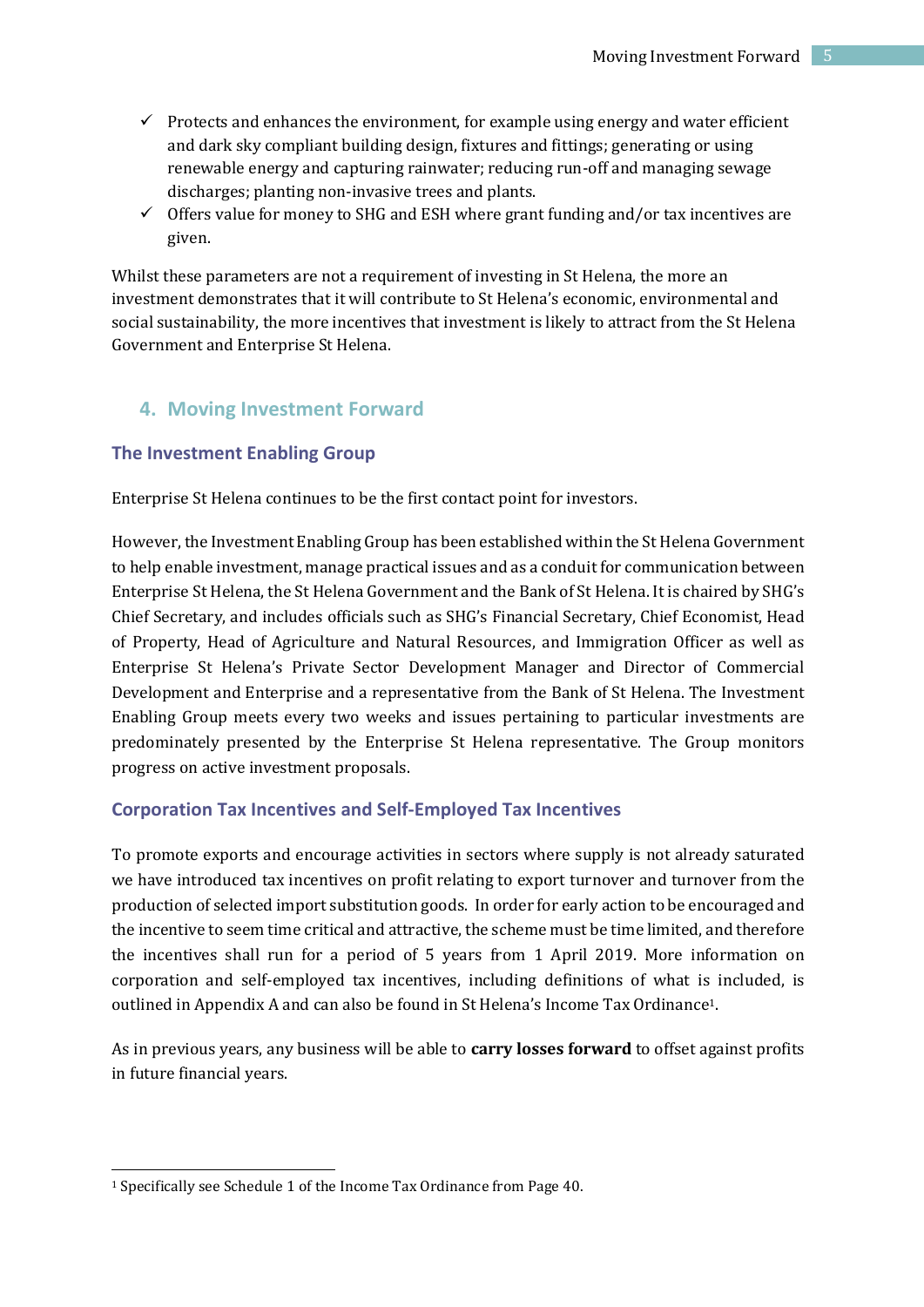- ✓ Protects and enhances the environment, for example using energy and water efficient and dark sky compliant building design, fixtures and fittings; generating or using renewable energy and capturing rainwater; reducing run-off and managing sewage discharges; planting non-invasive trees and plants.
- ✓ Offers value for money to SHG and ESH where grant funding and/or tax incentives are given.

Whilst these parameters are not a requirement of investing in St Helena, the more an investment demonstrates that it will contribute to St Helena's economic, environmental and social sustainability, the more incentives that investment is likely to attract from the St Helena Government and Enterprise St Helena.

## 4. Moving Investment Forward

### The Investment Enabling Group

Enterprise St Helena continues to be the first contact point for investors.

However, the Investment Enabling Group has been established within the St Helena Government to help enable investment, manage practical issues and as a conduit for communication between Enterprise St Helena, the St Helena Government and the Bank of St Helena. It is chaired by SHG's Chief Secretary, and includes officials such as SHG's Financial Secretary, Chief Economist, Head of Property, Head of Agriculture and Natural Resources, and Immigration Officer as well as Enterprise St Helena's Private Sector Development Manager and Director of Commercial Development and Enterprise and a representative from the Bank of St Helena. The Investment Enabling Group meets every two weeks and issues pertaining to particular investments are predominately presented by the Enterprise St Helena representative. The Group monitors progress on active investment proposals.

### Corporation Tax Incentives and Self-Employed Tax Incentives

To promote exports and encourage activities in sectors where supply is not already saturated we have introduced tax incentives on profit relating to export turnover and turnover from the production of selected import substitution goods. In order for early action to be encouraged and the incentive to seem time critical and attractive, the scheme must be time limited, and therefore the incentives shall run for a period of 5 years from 1 April 2019. More information on corporation and self-employed tax incentives, including definitions of what is included, is outlined in Appendix A and can also be found in St Helena's Income Tax Ordinance[1].

As in previous years, any business will be able to **carry losses forward** to offset against profits in future financial years.

[1] Specifically see Schedule 1 of the Income Tax Ordinance from Page 40.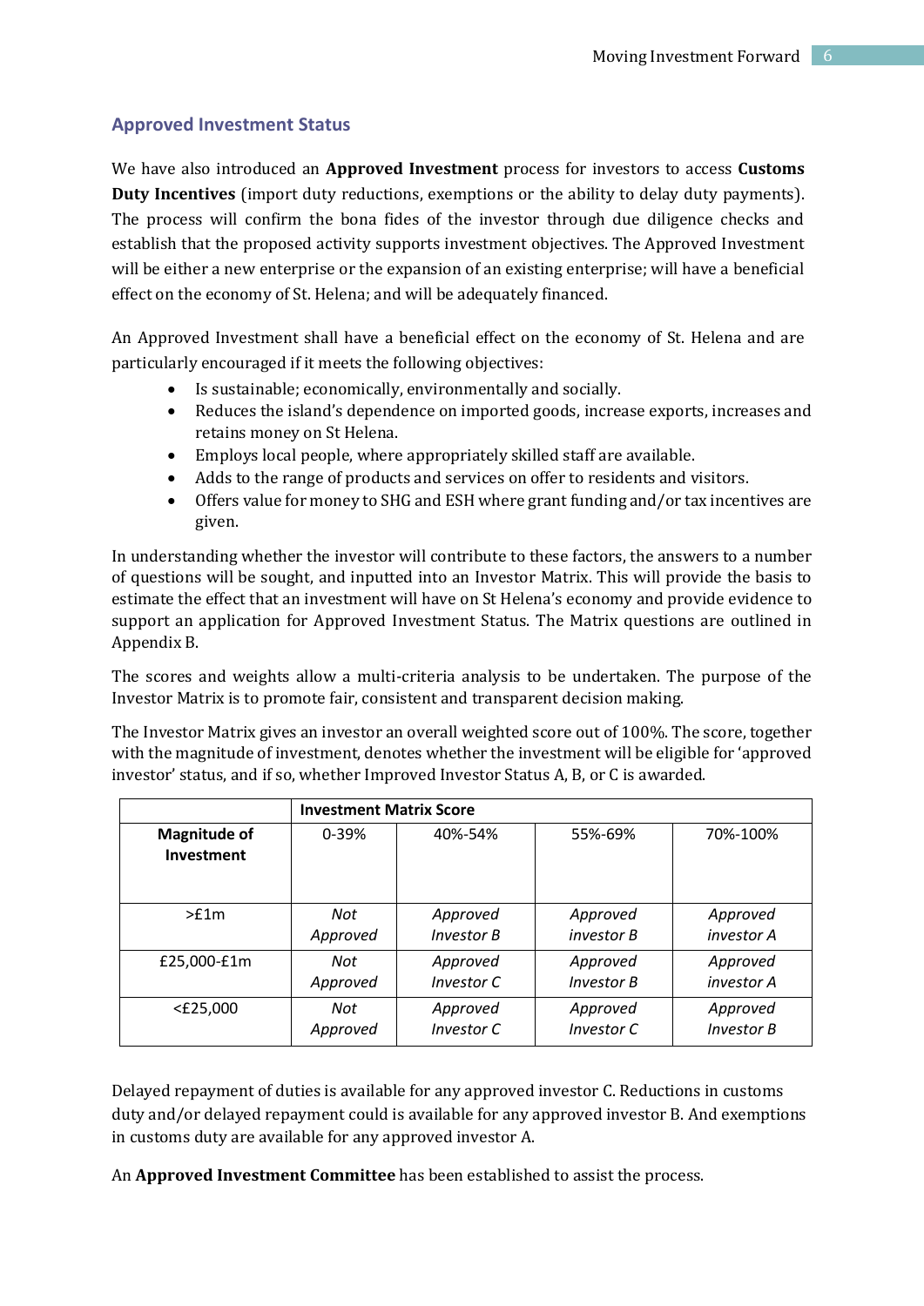## Approved Investment Status

We have also introduced an **Approved Investment** process for investors to access **Customs Duty Incentives** (import duty reductions, exemptions or the ability to delay duty payments). The process will confirm the bona fides of the investor through due diligence checks and establish that the proposed activity supports investment objectives. The Approved Investment will be either a new enterprise or the expansion of an existing enterprise; will have a beneficial effect on the economy of St. Helena; and will be adequately financed.

An Approved Investment shall have a beneficial effect on the economy of St. Helena and are particularly encouraged if it meets the following objectives:

- Is sustainable; economically, environmentally and socially.
- Reduces the island's dependence on imported goods, increase exports, increases and retains money on St Helena.
- Employs local people, where appropriately skilled staff are available.
- Adds to the range of products and services on offer to residents and visitors.
- Offers value for money to SHG and ESH where grant funding and/or tax incentives are given.

In understanding whether the investor will contribute to these factors, the answers to a number of questions will be sought, and inputted into an Investor Matrix. This will provide the basis to estimate the effect that an investment will have on St Helena's economy and provide evidence to support an application for Approved Investment Status. The Matrix questions are outlined in Appendix B.

The scores and weights allow a multi-criteria analysis to be undertaken. The purpose of the Investor Matrix is to promote fair, consistent and transparent decision making.

The Investor Matrix gives an investor an overall weighted score out of 100%. The score, together with the magnitude of investment, denotes whether the investment will be eligible for 'approved investor' status, and if so, whether Improved Investor Status A, B, or C is awarded.

| | **Investment Matrix Score** | | | |
|---|---|---|---|---|
| **Magnitude of Investment** | 0-39% | 40%-54% | 55%-69% | 70%-100% |
| >£1m | *Not Approved* | *Approved Investor B* | *Approved investor B* | *Approved investor A* |
| £25,000-£1m | *Not Approved* | *Approved Investor C* | *Approved Investor B* | *Approved investor A* |
| <£25,000 | *Not Approved* | *Approved Investor C* | *Approved Investor C* | *Approved Investor B* |

Delayed repayment of duties is available for any approved investor C. Reductions in customs duty and/or delayed repayment could is available for any approved investor B. And exemptions in customs duty are available for any approved investor A.

An **Approved Investment Committee** has been established to assist the process.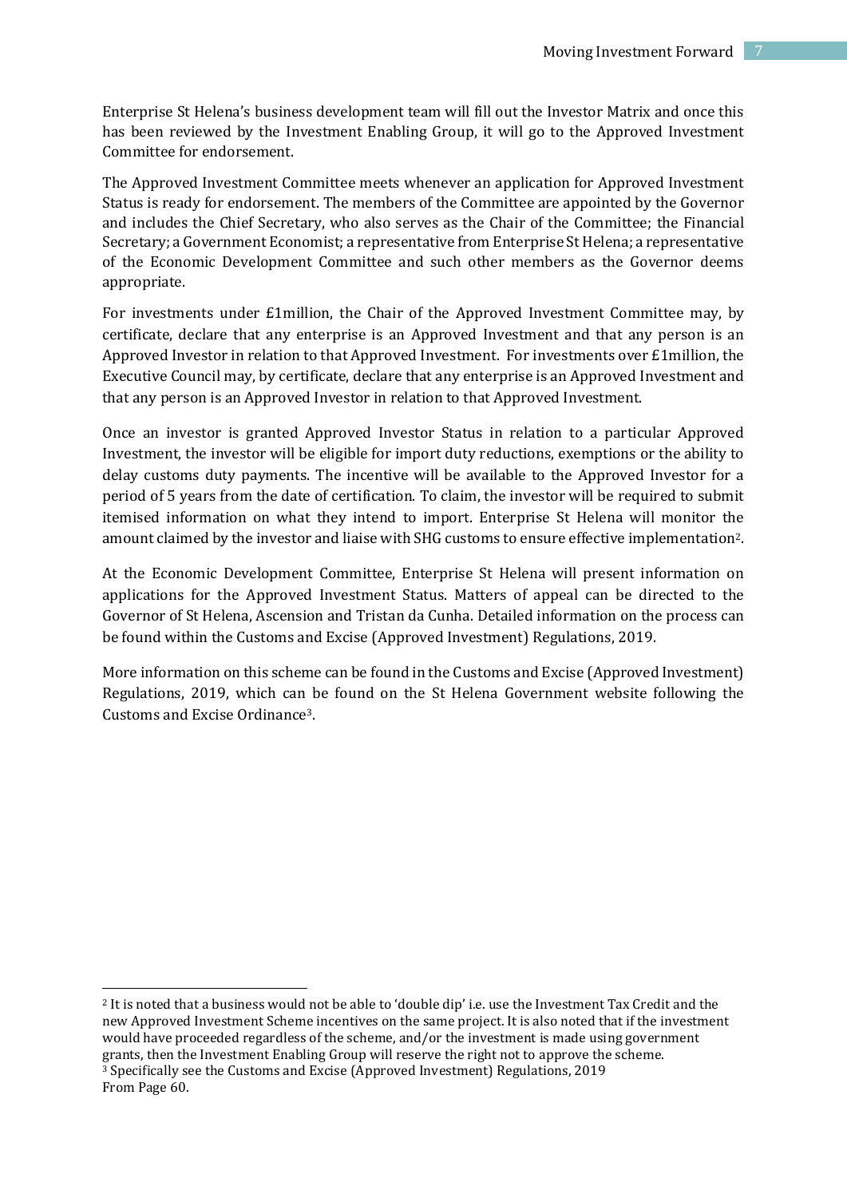Enterprise St Helena's business development team will fill out the Investor Matrix and once this has been reviewed by the Investment Enabling Group, it will go to the Approved Investment Committee for endorsement.

The Approved Investment Committee meets whenever an application for Approved Investment Status is ready for endorsement. The members of the Committee are appointed by the Governor and includes the Chief Secretary, who also serves as the Chair of the Committee; the Financial Secretary; a Government Economist; a representative from Enterprise St Helena; a representative of the Economic Development Committee and such other members as the Governor deems appropriate.

For investments under £1million, the Chair of the Approved Investment Committee may, by certificate, declare that any enterprise is an Approved Investment and that any person is an Approved Investor in relation to that Approved Investment. For investments over £1million, the Executive Council may, by certificate, declare that any enterprise is an Approved Investment and that any person is an Approved Investor in relation to that Approved Investment.

Once an investor is granted Approved Investor Status in relation to a particular Approved Investment, the investor will be eligible for import duty reductions, exemptions or the ability to delay customs duty payments. The incentive will be available to the Approved Investor for a period of 5 years from the date of certification. To claim, the investor will be required to submit itemised information on what they intend to import. Enterprise St Helena will monitor the amount claimed by the investor and liaise with SHG customs to ensure effective implementation[2].

At the Economic Development Committee, Enterprise St Helena will present information on applications for the Approved Investment Status. Matters of appeal can be directed to the Governor of St Helena, Ascension and Tristan da Cunha. Detailed information on the process can be found within the Customs and Excise (Approved Investment) Regulations, 2019.

More information on this scheme can be found in the Customs and Excise (Approved Investment) Regulations, 2019, which can be found on the St Helena Government website following the Customs and Excise Ordinance[3].

---

[2] It is noted that a business would not be able to 'double dip' i.e. use the Investment Tax Credit and the new Approved Investment Scheme incentives on the same project. It is also noted that if the investment would have proceeded regardless of the scheme, and/or the investment is made using government grants, then the Investment Enabling Group will reserve the right not to approve the scheme.

[3] Specifically see the Customs and Excise (Approved Investment) Regulations, 2019 From Page 60.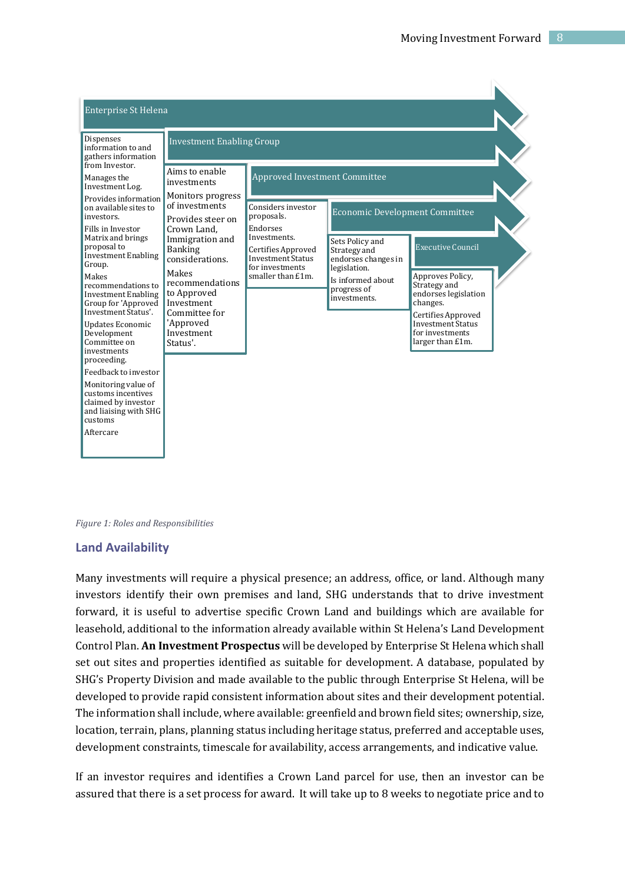**Enterprise St Helena**

- Dispenses information to and gathers information from Investor.
- Manages the Investment Log.
- Provides information on available sites to investors.
- Fills in Investor Matrix and brings proposal to Investment Enabling Group.
- Makes recommendations to Investment Enabling Group for 'Approved Investment Status'.
- Updates Economic Development Committee on investments proceeding.
- Feedback to investor
- Monitoring value of customs incentives claimed by investor and liaising with SHG customs
- Aftercare

**Investment Enabling Group**

- Aims to enable investments
- Monitors progress of investments
- Provides steer on Crown Land, Immigration and Banking considerations.
- Makes recommendations to Approved Investment Committee for 'Approved Investment Status'.

**Approved Investment Committee**

- Considers investor proposals.
- Endorses Investments.
- Certifies Approved Investment Status for investments smaller than £1m.

**Economic Development Committee**

- Sets Policy and Strategy and endorses changes in legislation.
- Is informed about progress of investments.

**Executive Council**

- Approves Policy, Strategy and endorses legislation changes.
- Certifies Approved Investment Status for investments larger than £1m.

*Figure 1: Roles and Responsibilities*

## Land Availability

Many investments will require a physical presence; an address, office, or land. Although many investors identify their own premises and land, SHG understands that to drive investment forward, it is useful to advertise specific Crown Land and buildings which are available for leasehold, additional to the information already available within St Helena's Land Development Control Plan. **An Investment Prospectus** will be developed by Enterprise St Helena which shall set out sites and properties identified as suitable for development. A database, populated by SHG's Property Division and made available to the public through Enterprise St Helena, will be developed to provide rapid consistent information about sites and their development potential. The information shall include, where available: greenfield and brown field sites; ownership, size, location, terrain, plans, planning status including heritage status, preferred and acceptable uses, development constraints, timescale for availability, access arrangements, and indicative value.

If an investor requires and identifies a Crown Land parcel for use, then an investor can be assured that there is a set process for award. It will take up to 8 weeks to negotiate price and to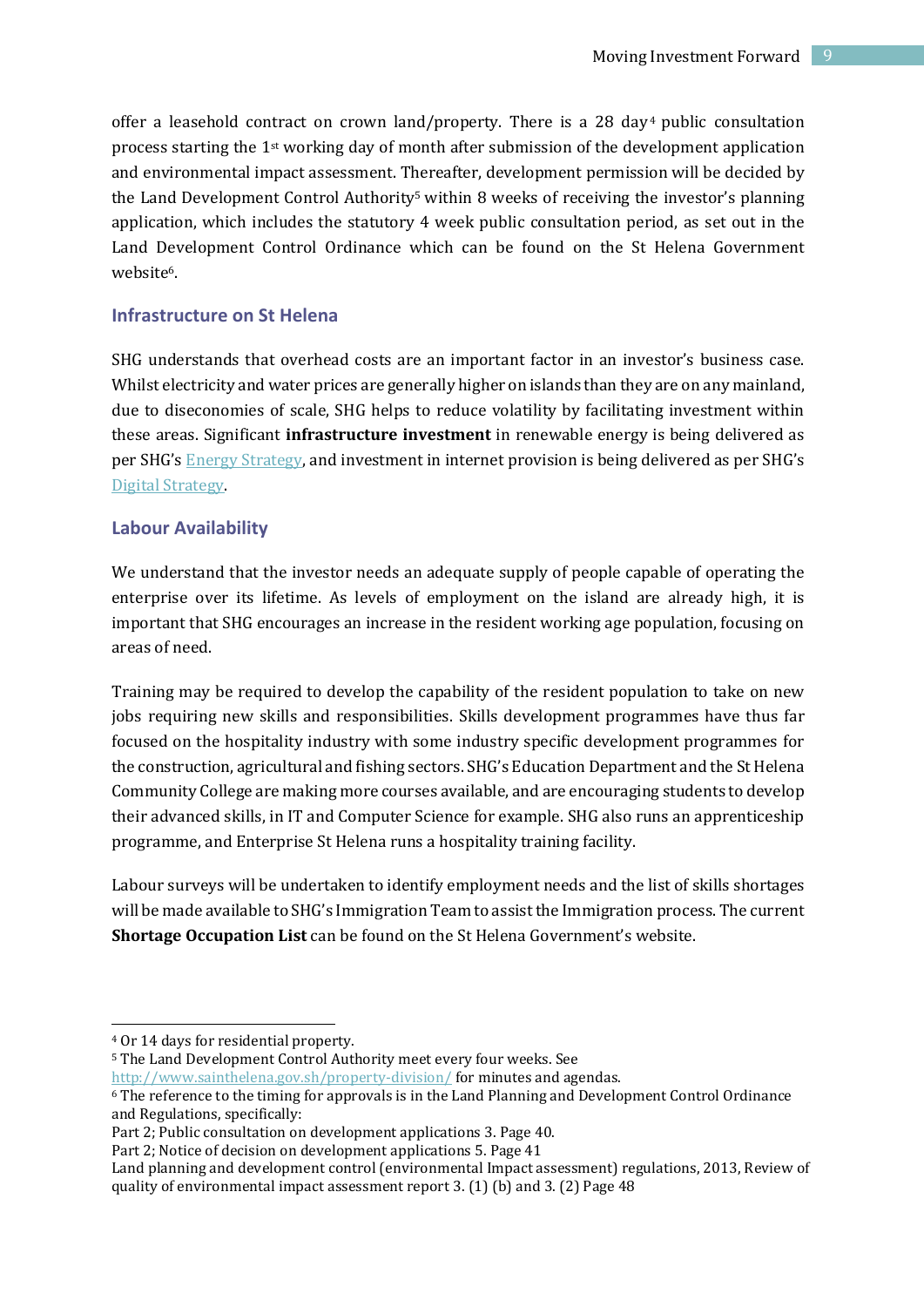offer a leasehold contract on crown land/property. There is a 28 day[4] public consultation process starting the 1st working day of month after submission of the development application and environmental impact assessment. Thereafter, development permission will be decided by the Land Development Control Authority[5] within 8 weeks of receiving the investor's planning application, which includes the statutory 4 week public consultation period, as set out in the Land Development Control Ordinance which can be found on the St Helena Government website[6].

## Infrastructure on St Helena

SHG understands that overhead costs are an important factor in an investor's business case. Whilst electricity and water prices are generally higher on islands than they are on any mainland, due to diseconomies of scale, SHG helps to reduce volatility by facilitating investment within these areas. Significant **infrastructure investment** in renewable energy is being delivered as per SHG's Energy Strategy, and investment in internet provision is being delivered as per SHG's Digital Strategy.

## Labour Availability

We understand that the investor needs an adequate supply of people capable of operating the enterprise over its lifetime. As levels of employment on the island are already high, it is important that SHG encourages an increase in the resident working age population, focusing on areas of need.

Training may be required to develop the capability of the resident population to take on new jobs requiring new skills and responsibilities. Skills development programmes have thus far focused on the hospitality industry with some industry specific development programmes for the construction, agricultural and fishing sectors. SHG's Education Department and the St Helena Community College are making more courses available, and are encouraging students to develop their advanced skills, in IT and Computer Science for example. SHG also runs an apprenticeship programme, and Enterprise St Helena runs a hospitality training facility.

Labour surveys will be undertaken to identify employment needs and the list of skills shortages will be made available to SHG's Immigration Team to assist the Immigration process. The current **Shortage Occupation List** can be found on the St Helena Government's website.

---

[4] Or 14 days for residential property.

[5] The Land Development Control Authority meet every four weeks. See http://www.sainthelena.gov.sh/property-division/ for minutes and agendas.

[6] The reference to the timing for approvals is in the Land Planning and Development Control Ordinance and Regulations, specifically:
Part 2; Public consultation on development applications 3. Page 40.
Part 2; Notice of decision on development applications 5. Page 41
Land planning and development control (environmental Impact assessment) regulations, 2013, Review of quality of environmental impact assessment report 3. (1) (b) and 3. (2) Page 48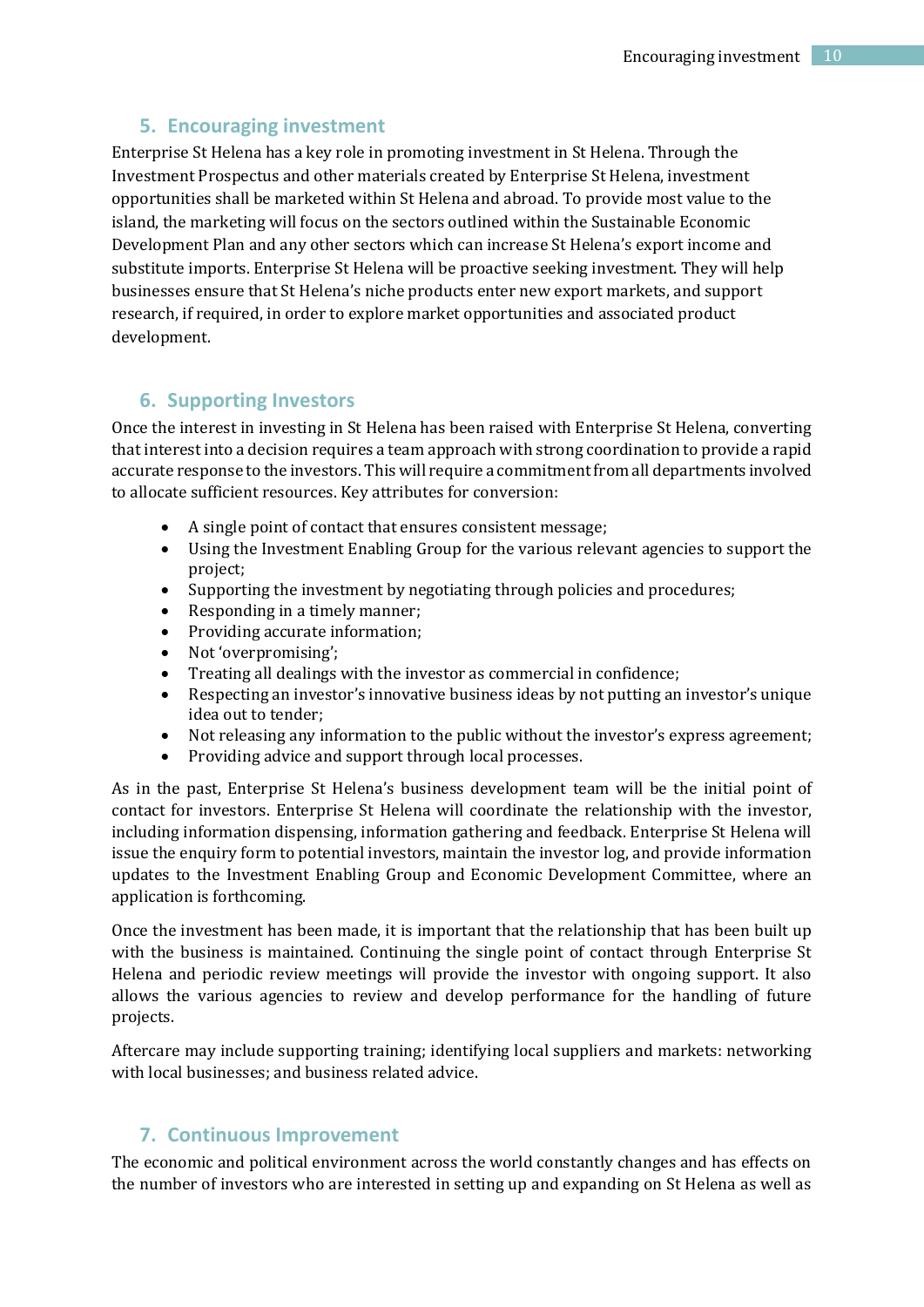## 5. Encouraging investment

Enterprise St Helena has a key role in promoting investment in St Helena. Through the Investment Prospectus and other materials created by Enterprise St Helena, investment opportunities shall be marketed within St Helena and abroad. To provide most value to the island, the marketing will focus on the sectors outlined within the Sustainable Economic Development Plan and any other sectors which can increase St Helena's export income and substitute imports. Enterprise St Helena will be proactive seeking investment. They will help businesses ensure that St Helena's niche products enter new export markets, and support research, if required, in order to explore market opportunities and associated product development.

## 6. Supporting Investors

Once the interest in investing in St Helena has been raised with Enterprise St Helena, converting that interest into a decision requires a team approach with strong coordination to provide a rapid accurate response to the investors. This will require a commitment from all departments involved to allocate sufficient resources. Key attributes for conversion:

- A single point of contact that ensures consistent message;
- Using the Investment Enabling Group for the various relevant agencies to support the project;
- Supporting the investment by negotiating through policies and procedures;
- Responding in a timely manner;
- Providing accurate information;
- Not 'overpromising';
- Treating all dealings with the investor as commercial in confidence;
- Respecting an investor's innovative business ideas by not putting an investor's unique idea out to tender;
- Not releasing any information to the public without the investor's express agreement;
- Providing advice and support through local processes.

As in the past, Enterprise St Helena's business development team will be the initial point of contact for investors. Enterprise St Helena will coordinate the relationship with the investor, including information dispensing, information gathering and feedback. Enterprise St Helena will issue the enquiry form to potential investors, maintain the investor log, and provide information updates to the Investment Enabling Group and Economic Development Committee, where an application is forthcoming.

Once the investment has been made, it is important that the relationship that has been built up with the business is maintained. Continuing the single point of contact through Enterprise St Helena and periodic review meetings will provide the investor with ongoing support. It also allows the various agencies to review and develop performance for the handling of future projects.

Aftercare may include supporting training; identifying local suppliers and markets: networking with local businesses; and business related advice.

## 7. Continuous Improvement

The economic and political environment across the world constantly changes and has effects on the number of investors who are interested in setting up and expanding on St Helena as well as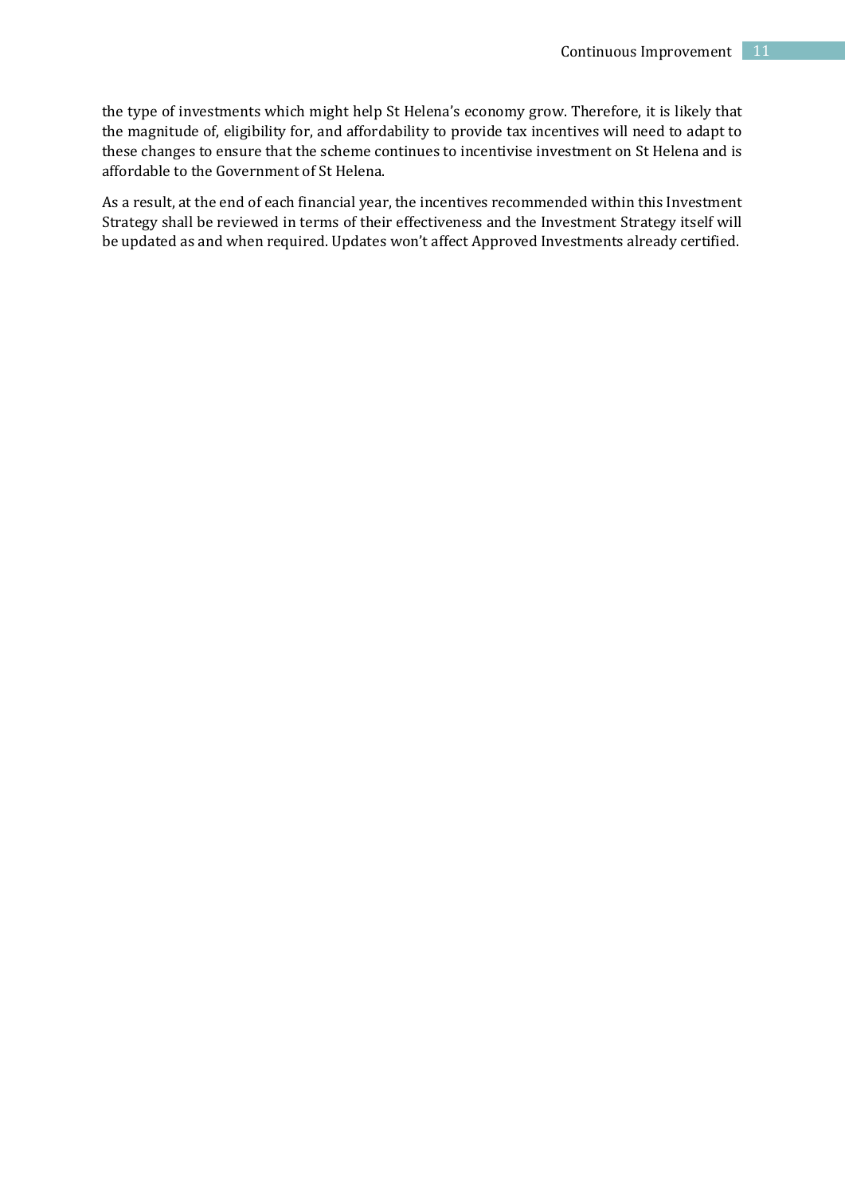the type of investments which might help St Helena's economy grow. Therefore, it is likely that the magnitude of, eligibility for, and affordability to provide tax incentives will need to adapt to these changes to ensure that the scheme continues to incentivise investment on St Helena and is affordable to the Government of St Helena.

As a result, at the end of each financial year, the incentives recommended within this Investment Strategy shall be reviewed in terms of their effectiveness and the Investment Strategy itself will be updated as and when required. Updates won't affect Approved Investments already certified.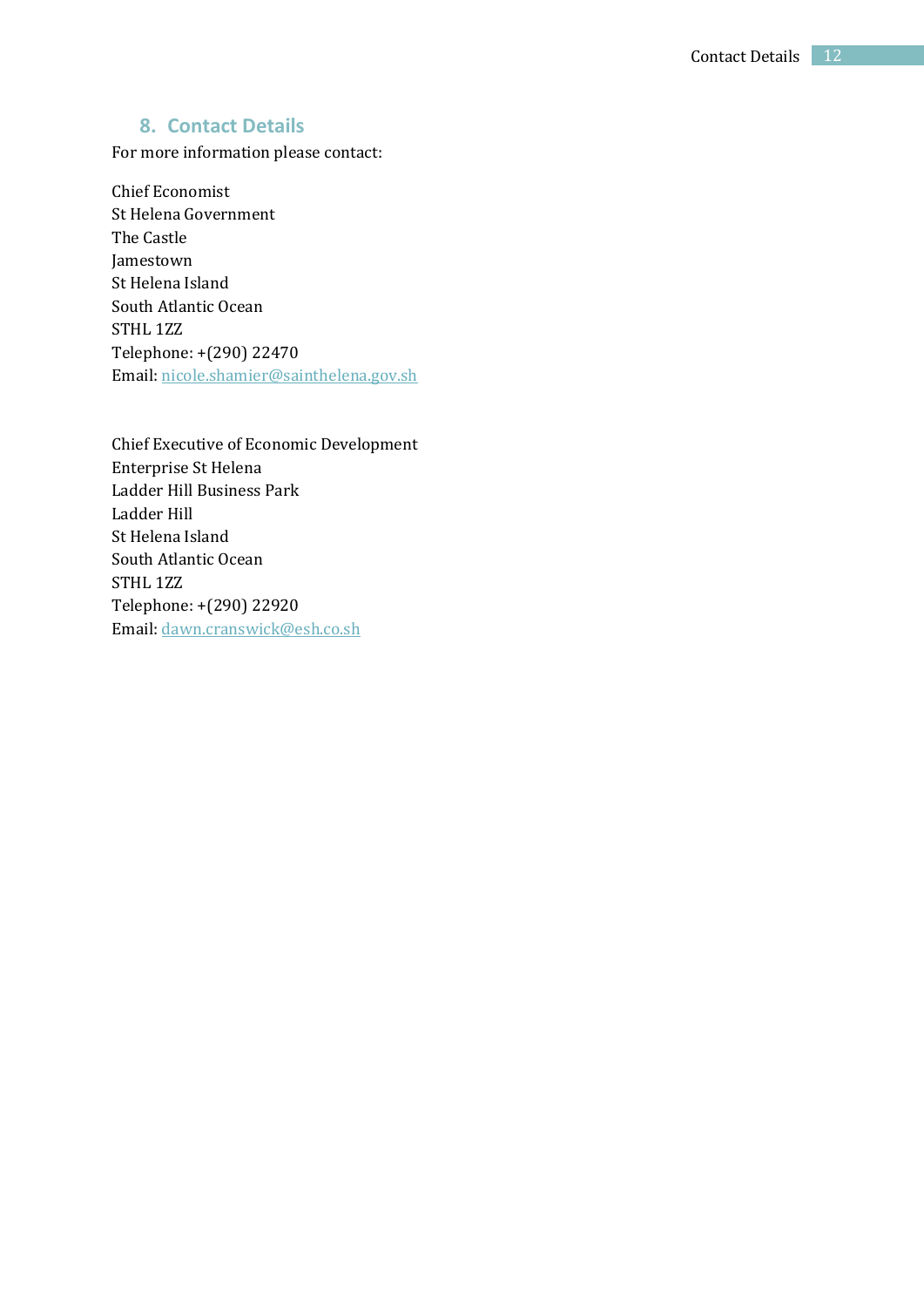## 8. Contact Details

For more information please contact:

Chief Economist  
St Helena Government  
The Castle  
Jamestown  
St Helena Island  
South Atlantic Ocean  
STHL 1ZZ  
Telephone: +(290) 22470  
Email: nicole.shamier@sainthelena.gov.sh

Chief Executive of Economic Development  
Enterprise St Helena  
Ladder Hill Business Park  
Ladder Hill  
St Helena Island  
South Atlantic Ocean  
STHL 1ZZ  
Telephone: +(290) 22920  
Email: dawn.cranswick@esh.co.sh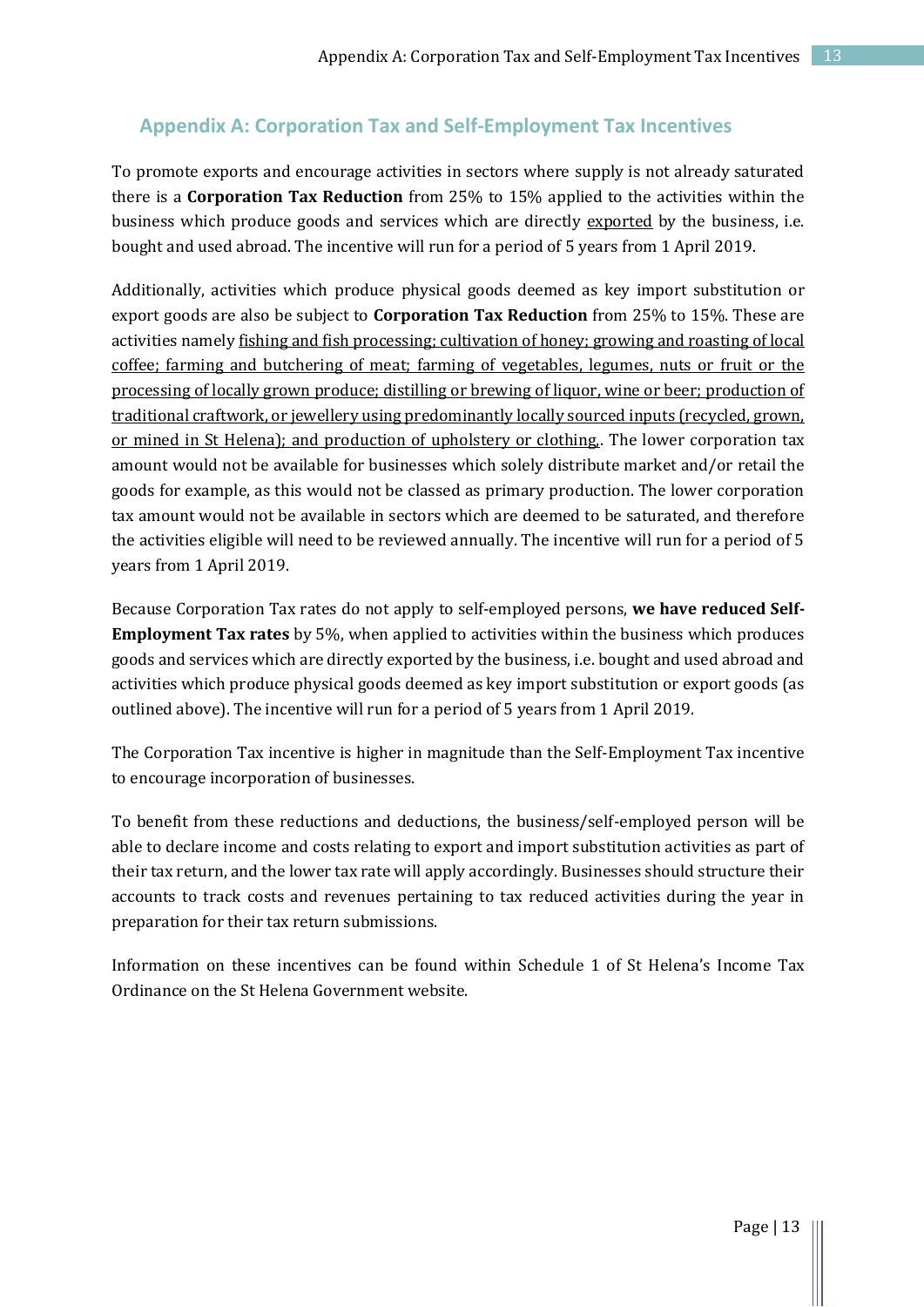## Appendix A: Corporation Tax and Self-Employment Tax Incentives

To promote exports and encourage activities in sectors where supply is not already saturated there is a **Corporation Tax Reduction** from 25% to 15% applied to the activities within the business which produce goods and services which are directly exported by the business, i.e. bought and used abroad. The incentive will run for a period of 5 years from 1 April 2019.

Additionally, activities which produce physical goods deemed as key import substitution or export goods are also be subject to **Corporation Tax Reduction** from 25% to 15%. These are activities namely fishing and fish processing; cultivation of honey; growing and roasting of local coffee; farming and butchering of meat; farming of vegetables, legumes, nuts or fruit or the processing of locally grown produce; distilling or brewing of liquor, wine or beer; production of traditional craftwork, or jewellery using predominantly locally sourced inputs (recycled, grown, or mined in St Helena); and production of upholstery or clothing,. The lower corporation tax amount would not be available for businesses which solely distribute market and/or retail the goods for example, as this would not be classed as primary production. The lower corporation tax amount would not be available in sectors which are deemed to be saturated, and therefore the activities eligible will need to be reviewed annually. The incentive will run for a period of 5 years from 1 April 2019.

Because Corporation Tax rates do not apply to self-employed persons, **we have reduced Self-Employment Tax rates** by 5%, when applied to activities within the business which produces goods and services which are directly exported by the business, i.e. bought and used abroad and activities which produce physical goods deemed as key import substitution or export goods (as outlined above). The incentive will run for a period of 5 years from 1 April 2019.

The Corporation Tax incentive is higher in magnitude than the Self-Employment Tax incentive to encourage incorporation of businesses.

To benefit from these reductions and deductions, the business/self-employed person will be able to declare income and costs relating to export and import substitution activities as part of their tax return, and the lower tax rate will apply accordingly. Businesses should structure their accounts to track costs and revenues pertaining to tax reduced activities during the year in preparation for their tax return submissions.

Information on these incentives can be found within Schedule 1 of St Helena's Income Tax Ordinance on the St Helena Government website.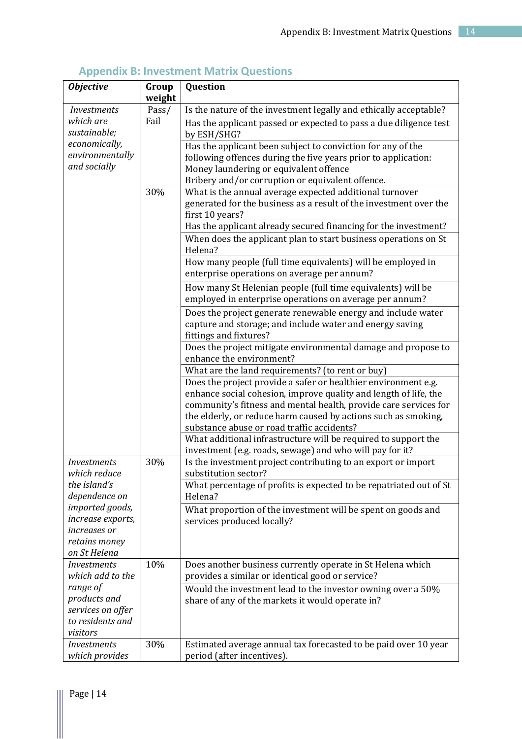## Appendix B: Investment Matrix Questions

| *Objective* | Group weight | Question |
|---|---|---|
| *Investments which are sustainable; economically, environmentally and socially* | Pass/ Fail | Is the nature of the investment legally and ethically acceptable? |
| | | Has the applicant passed or expected to pass a due diligence test by ESH/SHG? |
| | | Has the applicant been subject to conviction for any of the following offences during the five years prior to application: Money laundering or equivalent offence Bribery and/or corruption or equivalent offence. |
| | 30% | What is the annual average expected additional turnover generated for the business as a result of the investment over the first 10 years? |
| | | Has the applicant already secured financing for the investment? |
| | | When does the applicant plan to start business operations on St Helena? |
| | | How many people (full time equivalents) will be employed in enterprise operations on average per annum? |
| | | How many St Helenian people (full time equivalents) will be employed in enterprise operations on average per annum? |
| | | Does the project generate renewable energy and include water capture and storage; and include water and energy saving fittings and fixtures? |
| | | Does the project mitigate environmental damage and propose to enhance the environment? |
| | | What are the land requirements? (to rent or buy) |
| | | Does the project provide a safer or healthier environment e.g. enhance social cohesion, improve quality and length of life, the community's fitness and mental health, provide care services for the elderly, or reduce harm caused by actions such as smoking, substance abuse or road traffic accidents? |
| | | What additional infrastructure will be required to support the investment (e.g. roads, sewage) and who will pay for it? |
| *Investments which reduce the island's dependence on imported goods, increase exports, increases or retains money on St Helena* | 30% | Is the investment project contributing to an export or import substitution sector? |
| | | What percentage of profits is expected to be repatriated out of St Helena? |
| | | What proportion of the investment will be spent on goods and services produced locally? |
| *Investments which add to the range of products and services on offer to residents and visitors* | 10% | Does another business currently operate in St Helena which provides a similar or identical good or service? |
| | | Would the investment lead to the investor owning over a 50% share of any of the markets it would operate in? |
| *Investments which provides* | 30% | Estimated average annual tax forecasted to be paid over 10 year period (after incentives). |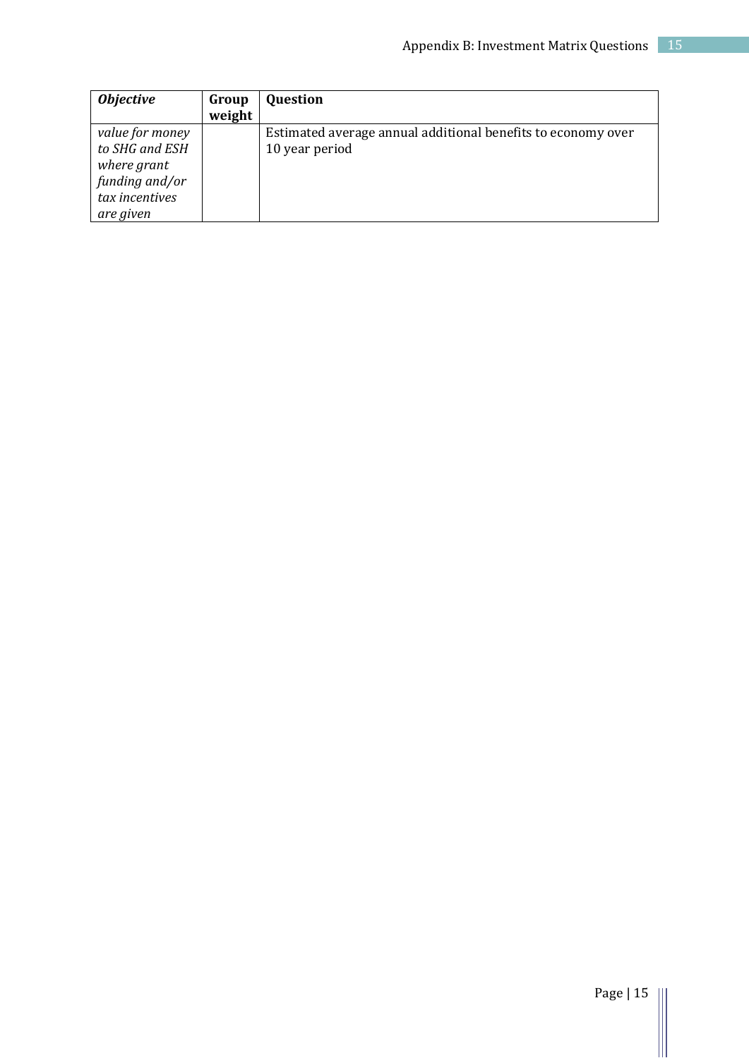| ***Objective*** | **Group weight** | **Question** |
| --- | --- | --- |
| *value for money to SHG and ESH where grant funding and/or tax incentives are given* | | Estimated average annual additional benefits to economy over 10 year period |